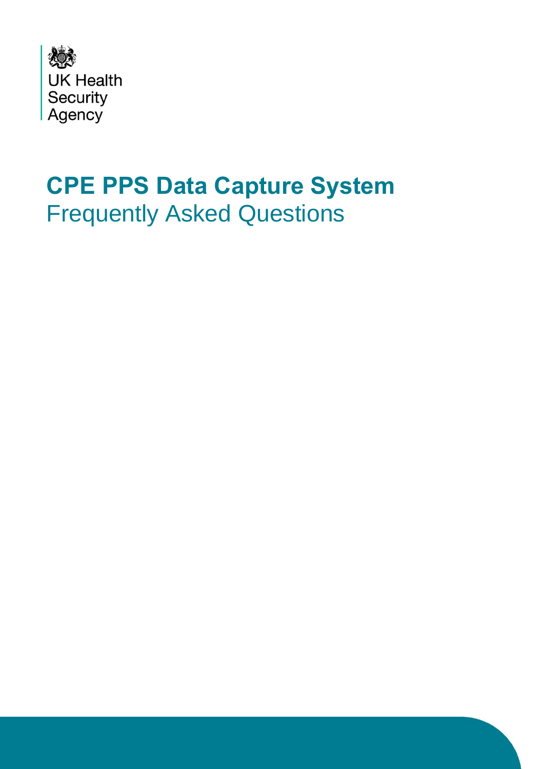UK Health Security Agency

# CPE PPS Data Capture System

## Frequently Asked Questions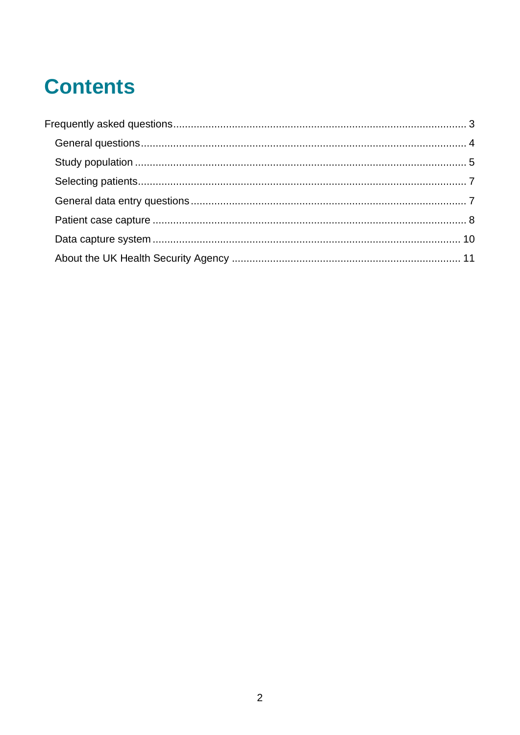# Contents

Frequently asked questions .................................................................................................. 3

- General questions ............................................................................................................ 4
- Study population ............................................................................................................... 5
- Selecting patients ............................................................................................................. 7
- General data entry questions ........................................................................................... 7
- Patient case capture ......................................................................................................... 8
- Data capture system ....................................................................................................... 10
- About the UK Health Security Agency ............................................................................ 11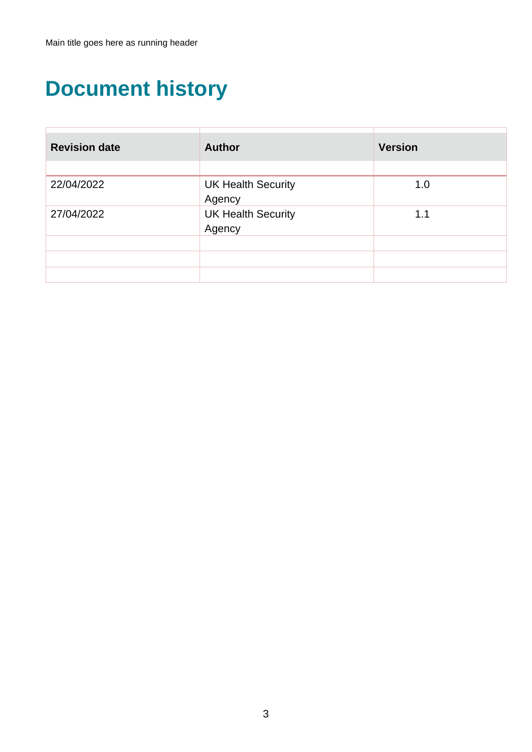# Document history

| Revision date | Author | Version |
| --- | --- | --- |
| | | |
| 22/04/2022 | UK Health Security Agency | 1.0 |
| 27/04/2022 | UK Health Security Agency | 1.1 |
| | | |
| | | |
| | | |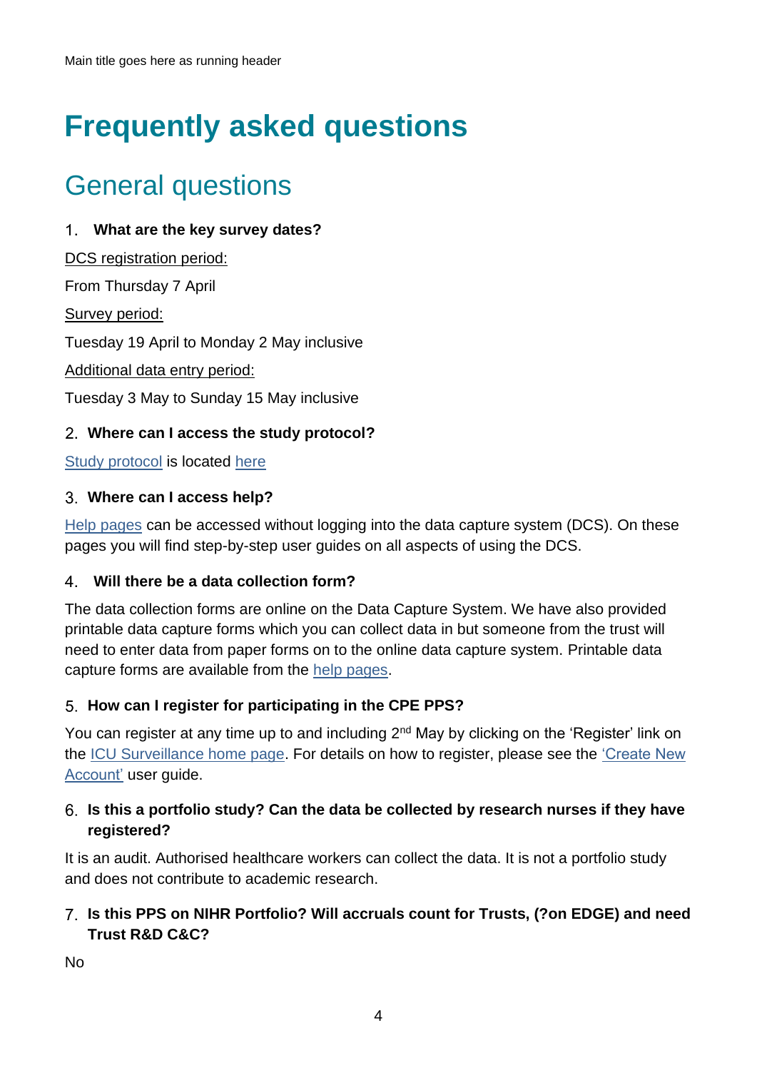# Frequently asked questions

## General questions

1. **What are the key survey dates?**

DCS registration period:

From Thursday 7 April

Survey period:

Tuesday 19 April to Monday 2 May inclusive

Additional data entry period:

Tuesday 3 May to Sunday 15 May inclusive

2. **Where can I access the study protocol?**

Study protocol is located here

3. **Where can I access help?**

Help pages can be accessed without logging into the data capture system (DCS). On these pages you will find step-by-step user guides on all aspects of using the DCS.

4. **Will there be a data collection form?**

The data collection forms are online on the Data Capture System. We have also provided printable data capture forms which you can collect data in but someone from the trust will need to enter data from paper forms on to the online data capture system. Printable data capture forms are available from the help pages.

5. **How can I register for participating in the CPE PPS?**

You can register at any time up to and including 2nd May by clicking on the 'Register' link on the ICU Surveillance home page. For details on how to register, please see the 'Create New Account' user guide.

6. **Is this a portfolio study? Can the data be collected by research nurses if they have registered?**

It is an audit. Authorised healthcare workers can collect the data. It is not a portfolio study and does not contribute to academic research.

7. **Is this PPS on NIHR Portfolio? Will accruals count for Trusts, (?on EDGE) and need Trust R&D C&C?**

No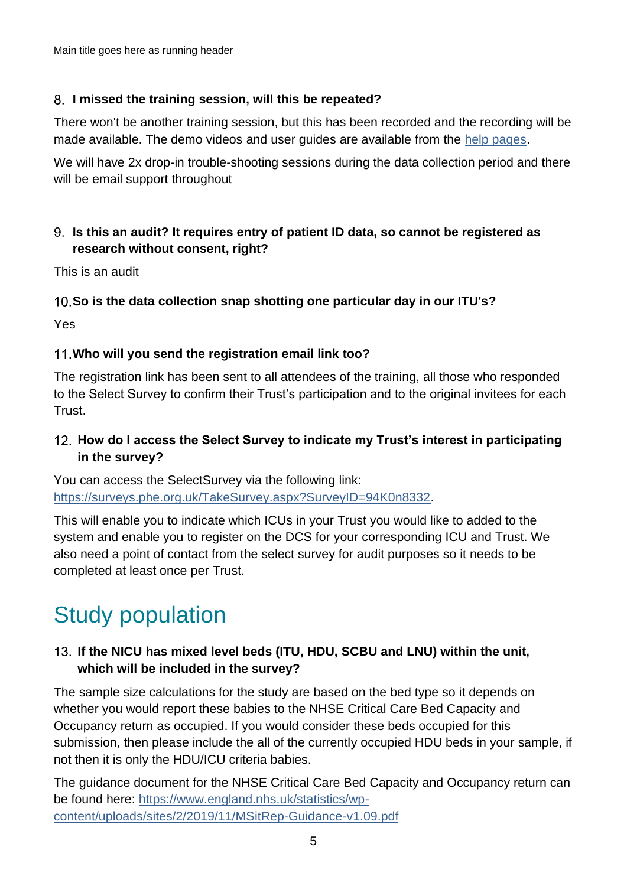### 8. I missed the training session, will this be repeated?

There won't be another training session, but this has been recorded and the recording will be made available. The demo videos and user guides are available from the [help pages](help pages).

We will have 2x drop-in trouble-shooting sessions during the data collection period and there will be email support throughout

### 9. Is this an audit? It requires entry of patient ID data, so cannot be registered as research without consent, right?

This is an audit

### 10. So is the data collection snap shotting one particular day in our ITU's?

Yes

### 11. Who will you send the registration email link too?

The registration link has been sent to all attendees of the training, all those who responded to the Select Survey to confirm their Trust's participation and to the original invitees for each Trust.

### 12. How do I access the Select Survey to indicate my Trust's interest in participating in the survey?

You can access the SelectSurvey via the following link: https://surveys.phe.org.uk/TakeSurvey.aspx?SurveyID=94K0n8332.

This will enable you to indicate which ICUs in your Trust you would like to added to the system and enable you to register on the DCS for your corresponding ICU and Trust. We also need a point of contact from the select survey for audit purposes so it needs to be completed at least once per Trust.

## Study population

### 13. If the NICU has mixed level beds (ITU, HDU, SCBU and LNU) within the unit, which will be included in the survey?

The sample size calculations for the study are based on the bed type so it depends on whether you would report these babies to the NHSE Critical Care Bed Capacity and Occupancy return as occupied. If you would consider these beds occupied for this submission, then please include the all of the currently occupied HDU beds in your sample, if not then it is only the HDU/ICU criteria babies.

The guidance document for the NHSE Critical Care Bed Capacity and Occupancy return can be found here: https://www.england.nhs.uk/statistics/wp-content/uploads/sites/2/2019/11/MSitRep-Guidance-v1.09.pdf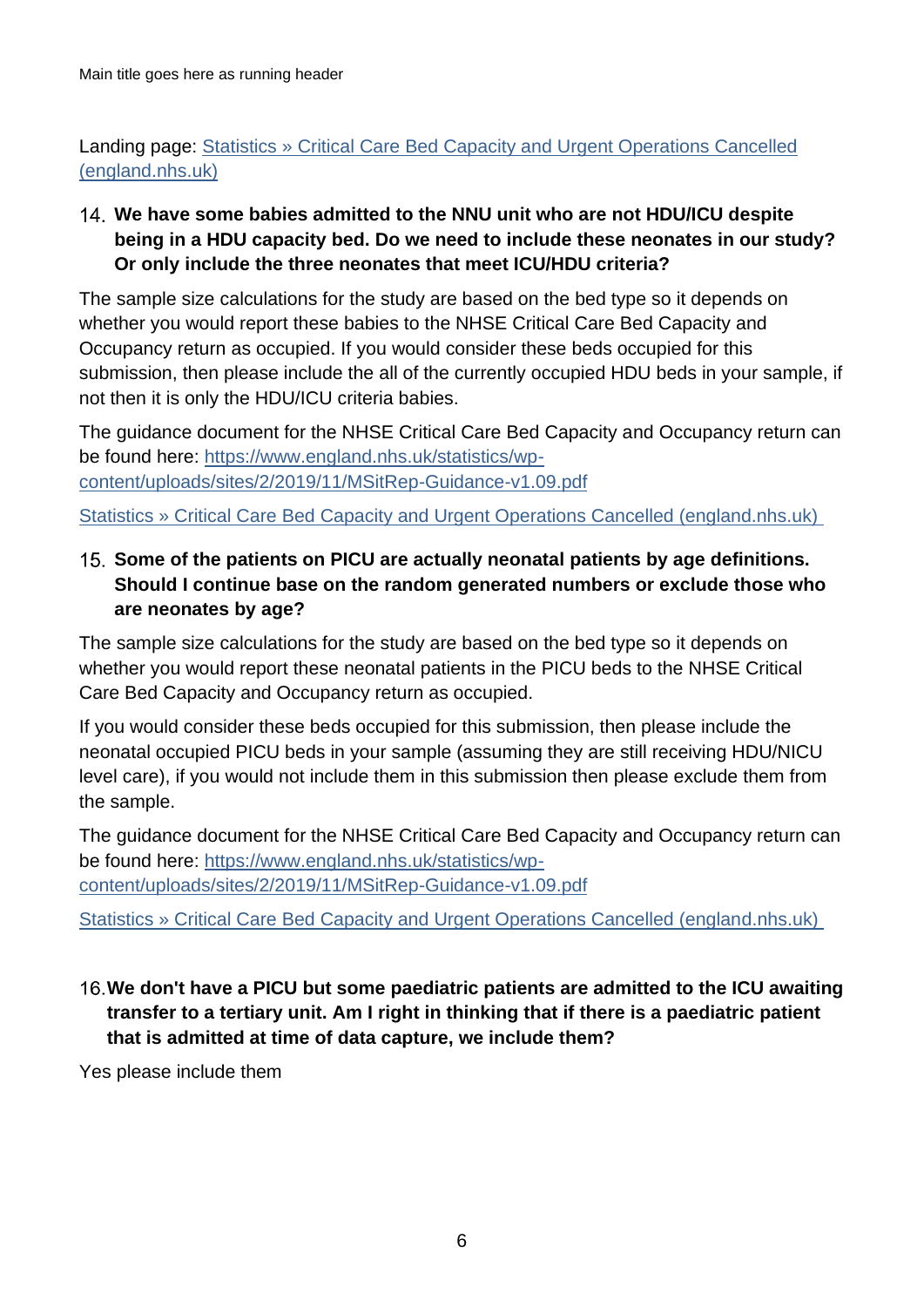Landing page: [Statistics » Critical Care Bed Capacity and Urgent Operations Cancelled (england.nhs.uk)]

14. **We have some babies admitted to the NNU unit who are not HDU/ICU despite being in a HDU capacity bed. Do we need to include these neonates in our study? Or only include the three neonates that meet ICU/HDU criteria?**

The sample size calculations for the study are based on the bed type so it depends on whether you would report these babies to the NHSE Critical Care Bed Capacity and Occupancy return as occupied. If you would consider these beds occupied for this submission, then please include the all of the currently occupied HDU beds in your sample, if not then it is only the HDU/ICU criteria babies.

The guidance document for the NHSE Critical Care Bed Capacity and Occupancy return can be found here: https://www.england.nhs.uk/statistics/wp-content/uploads/sites/2/2019/11/MSitRep-Guidance-v1.09.pdf

[Statistics » Critical Care Bed Capacity and Urgent Operations Cancelled (england.nhs.uk)]

15. **Some of the patients on PICU are actually neonatal patients by age definitions. Should I continue base on the random generated numbers or exclude those who are neonates by age?**

The sample size calculations for the study are based on the bed type so it depends on whether you would report these neonatal patients in the PICU beds to the NHSE Critical Care Bed Capacity and Occupancy return as occupied.

If you would consider these beds occupied for this submission, then please include the neonatal occupied PICU beds in your sample (assuming they are still receiving HDU/NICU level care), if you would not include them in this submission then please exclude them from the sample.

The guidance document for the NHSE Critical Care Bed Capacity and Occupancy return can be found here: https://www.england.nhs.uk/statistics/wp-content/uploads/sites/2/2019/11/MSitRep-Guidance-v1.09.pdf

[Statistics » Critical Care Bed Capacity and Urgent Operations Cancelled (england.nhs.uk)]

16. **We don't have a PICU but some paediatric patients are admitted to the ICU awaiting transfer to a tertiary unit. Am I right in thinking that if there is a paediatric patient that is admitted at time of data capture, we include them?**

Yes please include them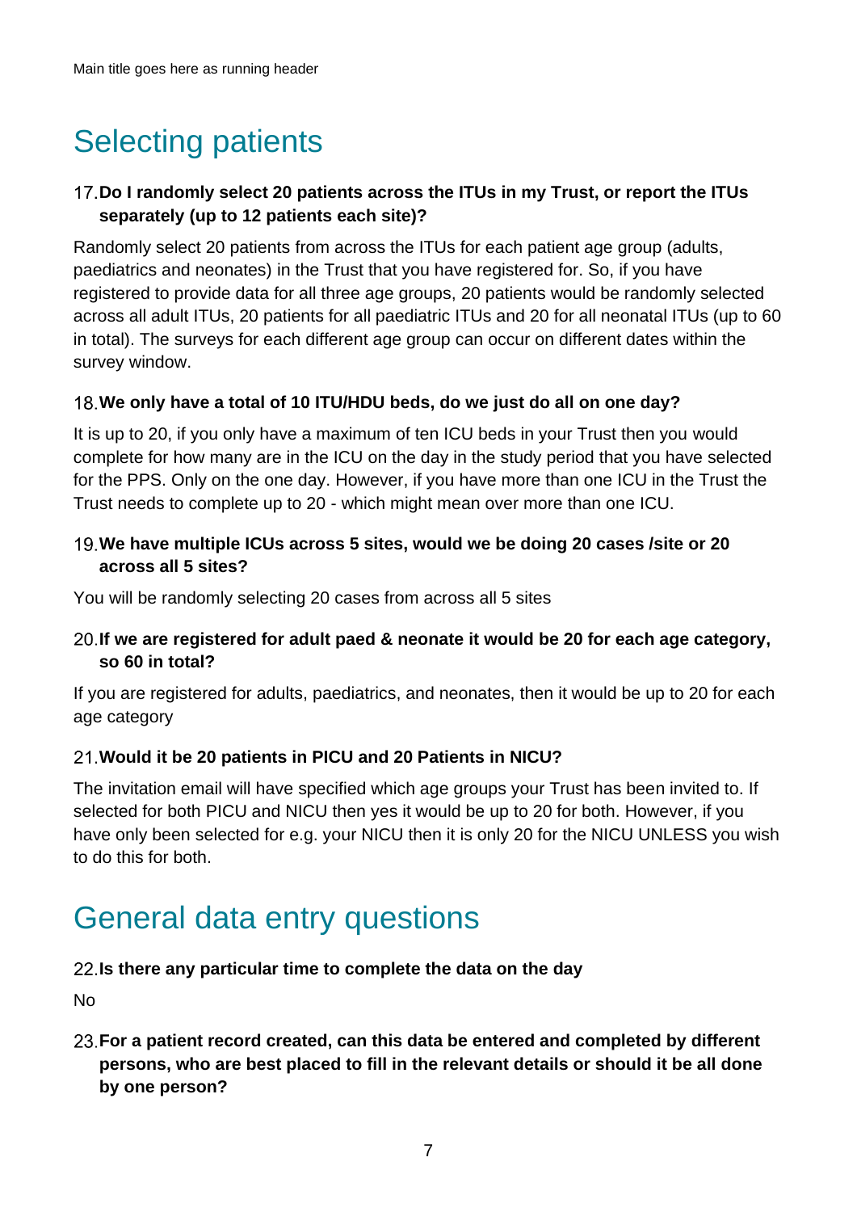# Selecting patients

### 17. Do I randomly select 20 patients across the ITUs in my Trust, or report the ITUs separately (up to 12 patients each site)?

Randomly select 20 patients from across the ITUs for each patient age group (adults, paediatrics and neonates) in the Trust that you have registered for. So, if you have registered to provide data for all three age groups, 20 patients would be randomly selected across all adult ITUs, 20 patients for all paediatric ITUs and 20 for all neonatal ITUs (up to 60 in total). The surveys for each different age group can occur on different dates within the survey window.

### 18. We only have a total of 10 ITU/HDU beds, do we just do all on one day?

It is up to 20, if you only have a maximum of ten ICU beds in your Trust then you would complete for how many are in the ICU on the day in the study period that you have selected for the PPS. Only on the one day. However, if you have more than one ICU in the Trust the Trust needs to complete up to 20 - which might mean over more than one ICU.

### 19. We have multiple ICUs across 5 sites, would we be doing 20 cases /site or 20 across all 5 sites?

You will be randomly selecting 20 cases from across all 5 sites

### 20. If we are registered for adult paed & neonate it would be 20 for each age category, so 60 in total?

If you are registered for adults, paediatrics, and neonates, then it would be up to 20 for each age category

### 21. Would it be 20 patients in PICU and 20 Patients in NICU?

The invitation email will have specified which age groups your Trust has been invited to. If selected for both PICU and NICU then yes it would be up to 20 for both. However, if you have only been selected for e.g. your NICU then it is only 20 for the NICU UNLESS you wish to do this for both.

# General data entry questions

### 22. Is there any particular time to complete the data on the day

No

### 23. For a patient record created, can this data be entered and completed by different persons, who are best placed to fill in the relevant details or should it be all done by one person?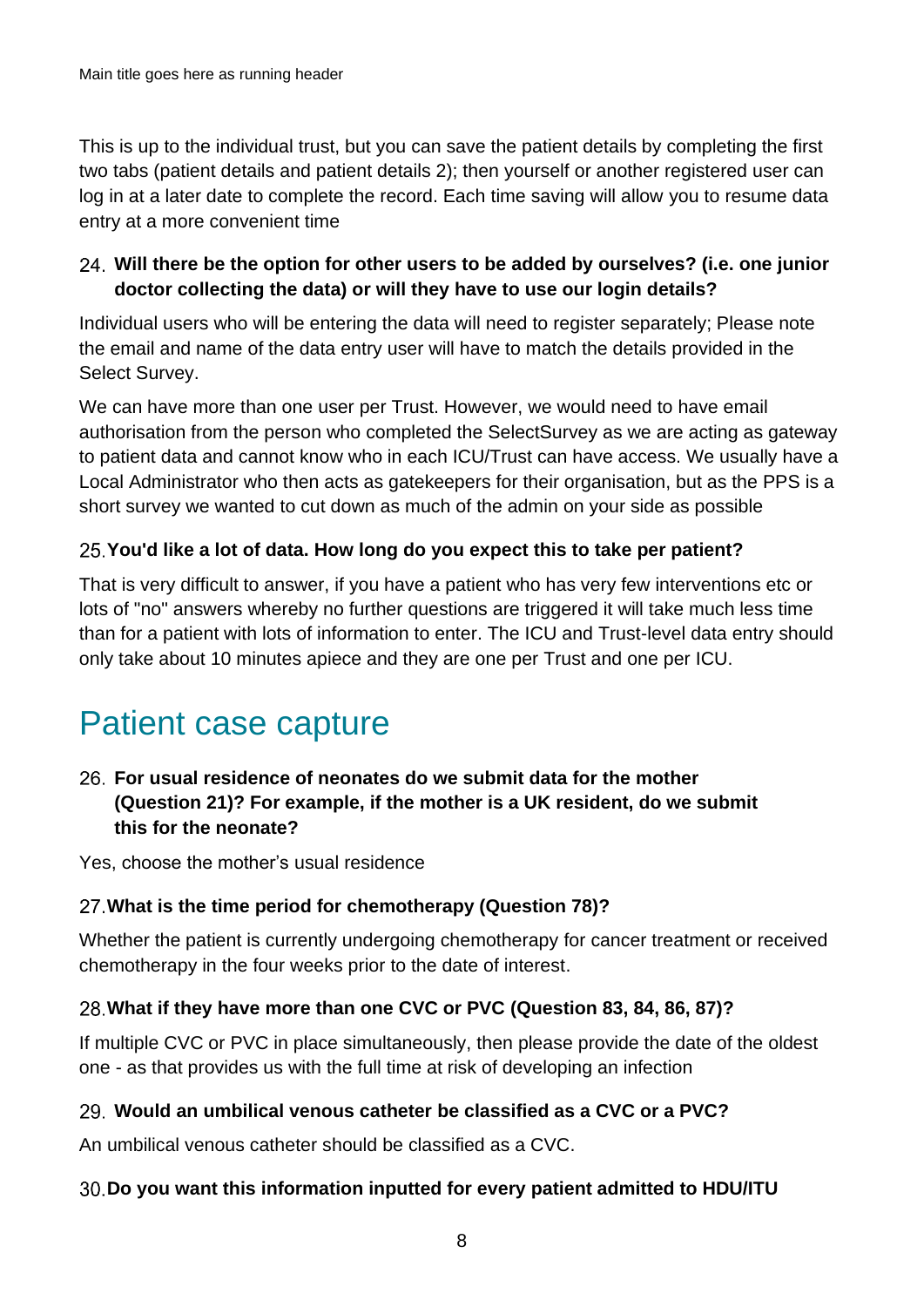This is up to the individual trust, but you can save the patient details by completing the first two tabs (patient details and patient details 2); then yourself or another registered user can log in at a later date to complete the record. Each time saving will allow you to resume data entry at a more convenient time

24. **Will there be the option for other users to be added by ourselves? (i.e. one junior doctor collecting the data) or will they have to use our login details?**

Individual users who will be entering the data will need to register separately; Please note the email and name of the data entry user will have to match the details provided in the Select Survey.

We can have more than one user per Trust. However, we would need to have email authorisation from the person who completed the SelectSurvey as we are acting as gateway to patient data and cannot know who in each ICU/Trust can have access. We usually have a Local Administrator who then acts as gatekeepers for their organisation, but as the PPS is a short survey we wanted to cut down as much of the admin on your side as possible

25. **You'd like a lot of data. How long do you expect this to take per patient?**

That is very difficult to answer, if you have a patient who has very few interventions etc or lots of "no" answers whereby no further questions are triggered it will take much less time than for a patient with lots of information to enter. The ICU and Trust-level data entry should only take about 10 minutes apiece and they are one per Trust and one per ICU.

# Patient case capture

26. **For usual residence of neonates do we submit data for the mother (Question 21)? For example, if the mother is a UK resident, do we submit this for the neonate?**

Yes, choose the mother's usual residence

27. **What is the time period for chemotherapy (Question 78)?**

Whether the patient is currently undergoing chemotherapy for cancer treatment or received chemotherapy in the four weeks prior to the date of interest.

28. **What if they have more than one CVC or PVC (Question 83, 84, 86, 87)?**

If multiple CVC or PVC in place simultaneously, then please provide the date of the oldest one - as that provides us with the full time at risk of developing an infection

29. **Would an umbilical venous catheter be classified as a CVC or a PVC?**

An umbilical venous catheter should be classified as a CVC.

30. **Do you want this information inputted for every patient admitted to HDU/ITU**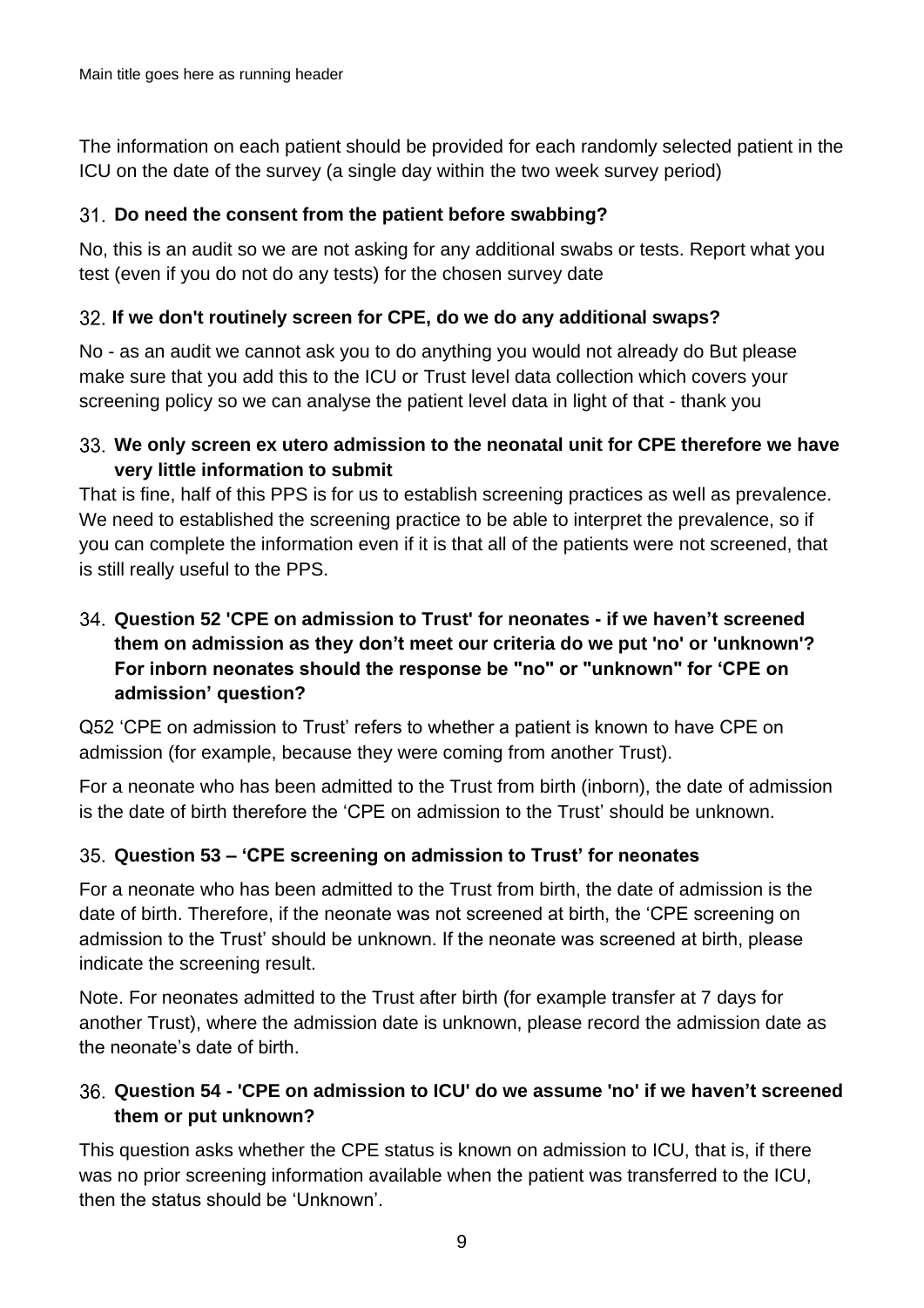The information on each patient should be provided for each randomly selected patient in the ICU on the date of the survey (a single day within the two week survey period)

### 31. Do need the consent from the patient before swabbing?

No, this is an audit so we are not asking for any additional swabs or tests. Report what you test (even if you do not do any tests) for the chosen survey date

### 32. If we don't routinely screen for CPE, do we do any additional swaps?

No - as an audit we cannot ask you to do anything you would not already do But please make sure that you add this to the ICU or Trust level data collection which covers your screening policy so we can analyse the patient level data in light of that - thank you

### 33. We only screen ex utero admission to the neonatal unit for CPE therefore we have very little information to submit

That is fine, half of this PPS is for us to establish screening practices as well as prevalence. We need to established the screening practice to be able to interpret the prevalence, so if you can complete the information even if it is that all of the patients were not screened, that is still really useful to the PPS.

### 34. Question 52 'CPE on admission to Trust' for neonates - if we haven't screened them on admission as they don't meet our criteria do we put 'no' or 'unknown'? For inborn neonates should the response be "no" or "unknown" for 'CPE on admission' question?

Q52 'CPE on admission to Trust' refers to whether a patient is known to have CPE on admission (for example, because they were coming from another Trust).

For a neonate who has been admitted to the Trust from birth (inborn), the date of admission is the date of birth therefore the 'CPE on admission to the Trust' should be unknown.

### 35. Question 53 – 'CPE screening on admission to Trust' for neonates

For a neonate who has been admitted to the Trust from birth, the date of admission is the date of birth. Therefore, if the neonate was not screened at birth, the 'CPE screening on admission to the Trust' should be unknown. If the neonate was screened at birth, please indicate the screening result.

Note. For neonates admitted to the Trust after birth (for example transfer at 7 days for another Trust), where the admission date is unknown, please record the admission date as the neonate's date of birth.

### 36. Question 54 - 'CPE on admission to ICU' do we assume 'no' if we haven't screened them or put unknown?

This question asks whether the CPE status is known on admission to ICU, that is, if there was no prior screening information available when the patient was transferred to the ICU, then the status should be 'Unknown'.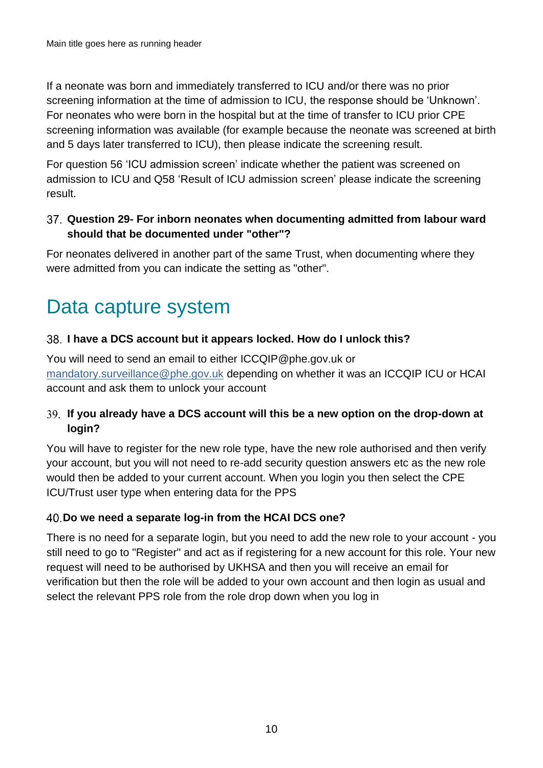If a neonate was born and immediately transferred to ICU and/or there was no prior screening information at the time of admission to ICU, the response should be 'Unknown'. For neonates who were born in the hospital but at the time of transfer to ICU prior CPE screening information was available (for example because the neonate was screened at birth and 5 days later transferred to ICU), then please indicate the screening result.

For question 56 'ICU admission screen' indicate whether the patient was screened on admission to ICU and Q58 'Result of ICU admission screen' please indicate the screening result.

### 37. Question 29- For inborn neonates when documenting admitted from labour ward should that be documented under "other"?

For neonates delivered in another part of the same Trust, when documenting where they were admitted from you can indicate the setting as "other".

## Data capture system

### 38. I have a DCS account but it appears locked. How do I unlock this?

You will need to send an email to either ICCQIP@phe.gov.uk or [mandatory.surveillance@phe.gov.uk](mailto:mandatory.surveillance@phe.gov.uk) depending on whether it was an ICCQIP ICU or HCAI account and ask them to unlock your account

### 39. If you already have a DCS account will this be a new option on the drop-down at login?

You will have to register for the new role type, have the new role authorised and then verify your account, but you will not need to re-add security question answers etc as the new role would then be added to your current account. When you login you then select the CPE ICU/Trust user type when entering data for the PPS

### 40. Do we need a separate log-in from the HCAI DCS one?

There is no need for a separate login, but you need to add the new role to your account - you still need to go to "Register" and act as if registering for a new account for this role. Your new request will need to be authorised by UKHSA and then you will receive an email for verification but then the role will be added to your own account and then login as usual and select the relevant PPS role from the role drop down when you log in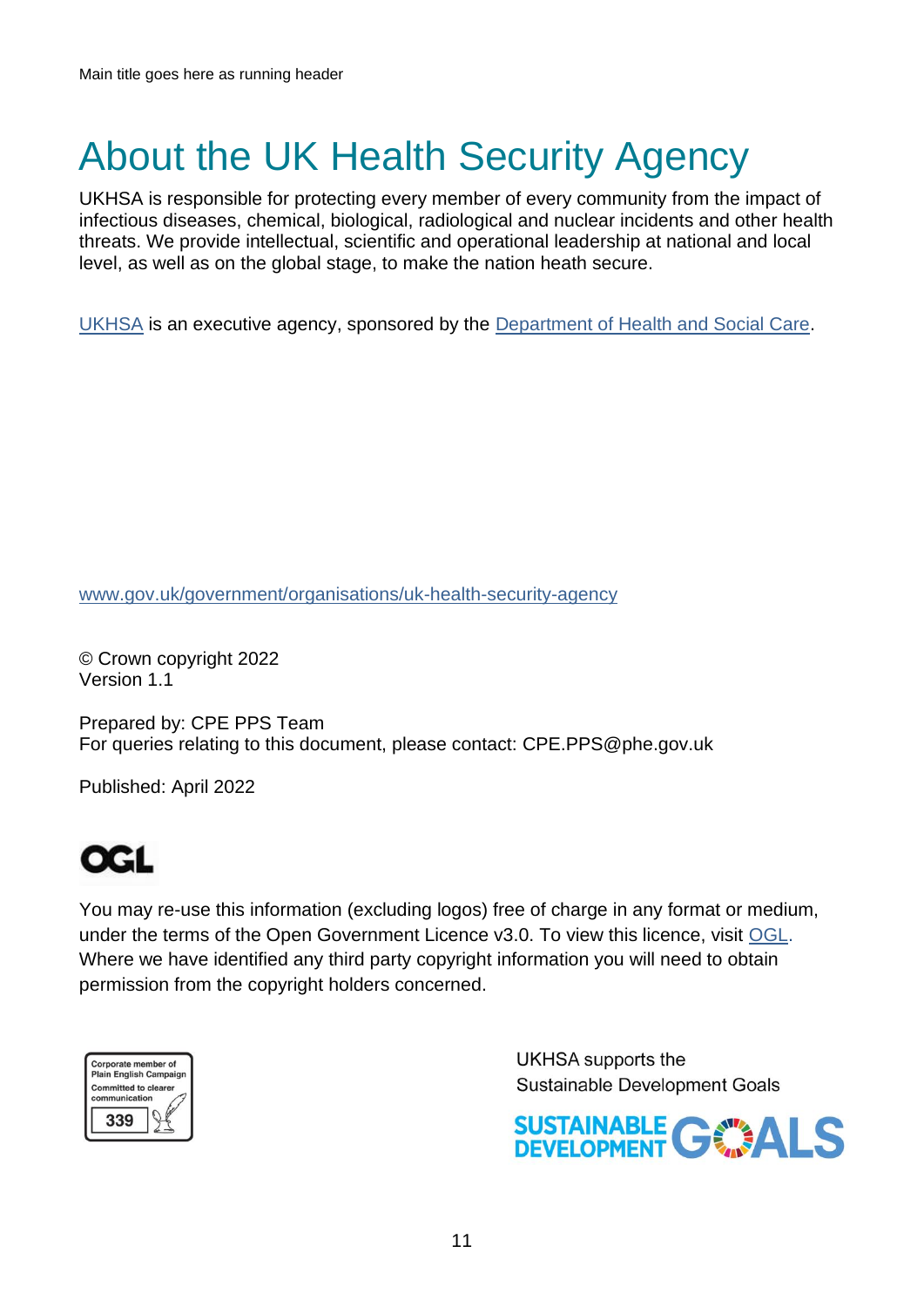# About the UK Health Security Agency

UKHSA is responsible for protecting every member of every community from the impact of infectious diseases, chemical, biological, radiological and nuclear incidents and other health threats. We provide intellectual, scientific and operational leadership at national and local level, as well as on the global stage, to make the nation heath secure.

UKHSA is an executive agency, sponsored by the Department of Health and Social Care.

www.gov.uk/government/organisations/uk-health-security-agency

© Crown copyright 2022
Version 1.1

Prepared by: CPE PPS Team
For queries relating to this document, please contact: CPE.PPS@phe.gov.uk

Published: April 2022

OGL

You may re-use this information (excluding logos) free of charge in any format or medium, under the terms of the Open Government Licence v3.0. To view this licence, visit OGL. Where we have identified any third party copyright information you will need to obtain permission from the copyright holders concerned.

Corporate member of Plain English Campaign
Committed to clearer communication
339

UKHSA supports the Sustainable Development Goals

SUSTAINABLE DEVELOPMENT GOALS